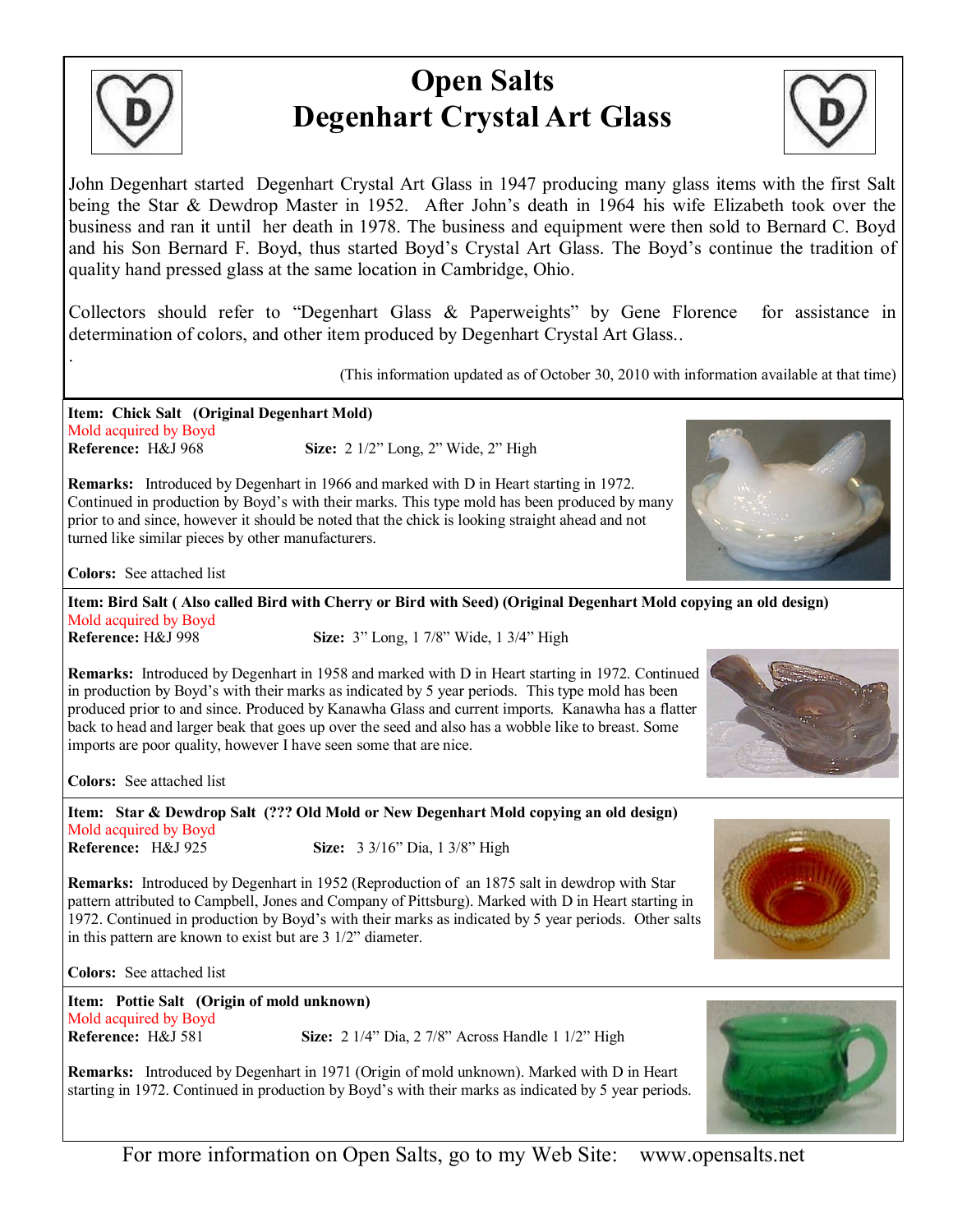# Open Salts
# Degenhart Crystal Art Glass

John Degenhart started Degenhart Crystal Art Glass in 1947 producing many glass items with the first Salt being the Star & Dewdrop Master in 1952. After John's death in 1964 his wife Elizabeth took over the business and ran it until her death in 1978. The business and equipment were then sold to Bernard C. Boyd and his Son Bernard F. Boyd, thus started Boyd's Crystal Art Glass. The Boyd's continue the tradition of quality hand pressed glass at the same location in Cambridge, Ohio.

Collectors should refer to "Degenhart Glass & Paperweights" by Gene Florence for assistance in determination of colors, and other item produced by Degenhart Crystal Art Glass..

.

(This information updated as of October 30, 2010 with information available at that time)

---

**Item: Chick Salt (Original Degenhart Mold)**
Mold acquired by Boyd
**Reference:** H&J 968 **Size:** 2 1/2" Long, 2" Wide, 2" High

**Remarks:** Introduced by Degenhart in 1966 and marked with D in Heart starting in 1972. Continued in production by Boyd's with their marks. This type mold has been produced by many prior to and since, however it should be noted that the chick is looking straight ahead and not turned like similar pieces by other manufacturers.

**Colors:** See attached list

---

**Item: Bird Salt ( Also called Bird with Cherry or Bird with Seed) (Original Degenhart Mold copying an old design)**
Mold acquired by Boyd
**Reference:** H&J 998 **Size:** 3" Long, 1 7/8" Wide, 1 3/4" High

**Remarks:** Introduced by Degenhart in 1958 and marked with D in Heart starting in 1972. Continued in production by Boyd's with their marks as indicated by 5 year periods. This type mold has been produced prior to and since. Produced by Kanawha Glass and current imports. Kanawha has a flatter back to head and larger beak that goes up over the seed and also has a wobble like to breast. Some imports are poor quality, however I have seen some that are nice.

**Colors:** See attached list

---

**Item: Star & Dewdrop Salt (??? Old Mold or New Degenhart Mold copying an old design)**
Mold acquired by Boyd
**Reference:** H&J 925 **Size:** 3 3/16" Dia, 1 3/8" High

**Remarks:** Introduced by Degenhart in 1952 (Reproduction of an 1875 salt in dewdrop with Star pattern attributed to Campbell, Jones and Company of Pittsburg). Marked with D in Heart starting in 1972. Continued in production by Boyd's with their marks as indicated by 5 year periods. Other salts in this pattern are known to exist but are 3 1/2" diameter.

**Colors:** See attached list

---

**Item: Pottie Salt (Origin of mold unknown)**
Mold acquired by Boyd
**Reference:** H&J 581 **Size:** 2 1/4" Dia, 2 7/8" Across Handle 1 1/2" High

**Remarks:** Introduced by Degenhart in 1971 (Origin of mold unknown). Marked with D in Heart starting in 1972. Continued in production by Boyd's with their marks as indicated by 5 year periods.

---

For more information on Open Salts, go to my Web Site: www.opensalts.net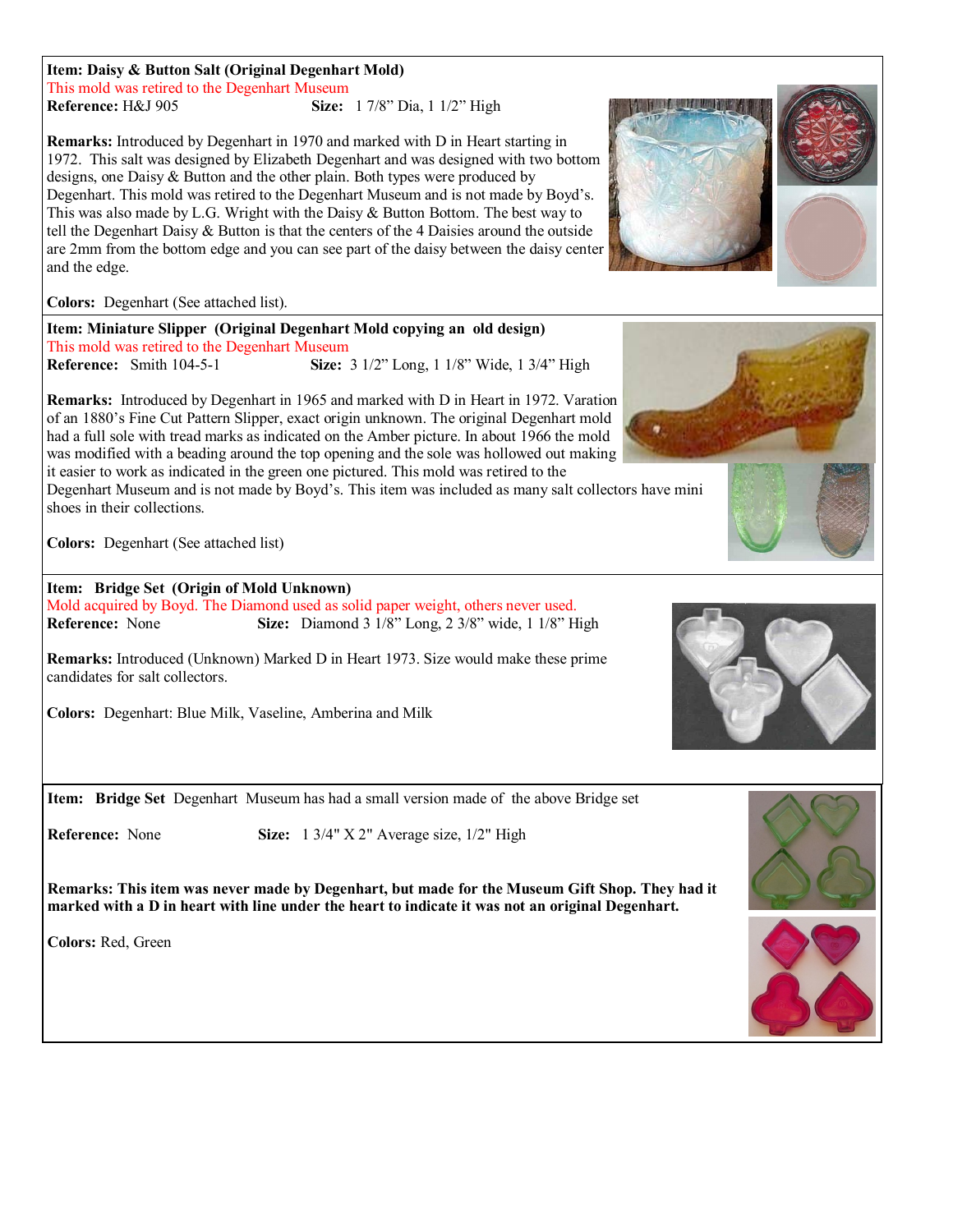**Item: Daisy & Button Salt (Original Degenhart Mold)**

This mold was retired to the Degenhart Museum

**Reference:** H&J 905 **Size:** 1 7/8" Dia, 1 1/2" High

**Remarks:** Introduced by Degenhart in 1970 and marked with D in Heart starting in 1972. This salt was designed by Elizabeth Degenhart and was designed with two bottom designs, one Daisy & Button and the other plain. Both types were produced by Degenhart. This mold was retired to the Degenhart Museum and is not made by Boyd's. This was also made by L.G. Wright with the Daisy & Button Bottom. The best way to tell the Degenhart Daisy & Button is that the centers of the 4 Daisies around the outside are 2mm from the bottom edge and you can see part of the daisy between the daisy center and the edge.

**Colors:** Degenhart (See attached list).

---

**Item: Miniature Slipper (Original Degenhart Mold copying an old design)**

This mold was retired to the Degenhart Museum

**Reference:** Smith 104-5-1 **Size:** 3 1/2" Long, 1 1/8" Wide, 1 3/4" High

**Remarks:** Introduced by Degenhart in 1965 and marked with D in Heart in 1972. Varation of an 1880's Fine Cut Pattern Slipper, exact origin unknown. The original Degenhart mold had a full sole with tread marks as indicated on the Amber picture. In about 1966 the mold was modified with a beading around the top opening and the sole was hollowed out making it easier to work as indicated in the green one pictured. This mold was retired to the Degenhart Museum and is not made by Boyd's. This item was included as many salt collectors have mini shoes in their collections.

**Colors:** Degenhart (See attached list)

---

**Item: Bridge Set (Origin of Mold Unknown)**

Mold acquired by Boyd. The Diamond used as solid paper weight, others never used.

**Reference:** None **Size:** Diamond 3 1/8" Long, 2 3/8" wide, 1 1/8" High

**Remarks:** Introduced (Unknown) Marked D in Heart 1973. Size would make these prime candidates for salt collectors.

**Colors:** Degenhart: Blue Milk, Vaseline, Amberina and Milk

---

**Item: Bridge Set** Degenhart Museum has had a small version made of the above Bridge set

**Reference:** None **Size:** 1 3/4" X 2" Average size, 1/2" High

**Remarks: This item was never made by Degenhart, but made for the Museum Gift Shop. They had it marked with a D in heart with line under the heart to indicate it was not an original Degenhart.**

**Colors:** Red, Green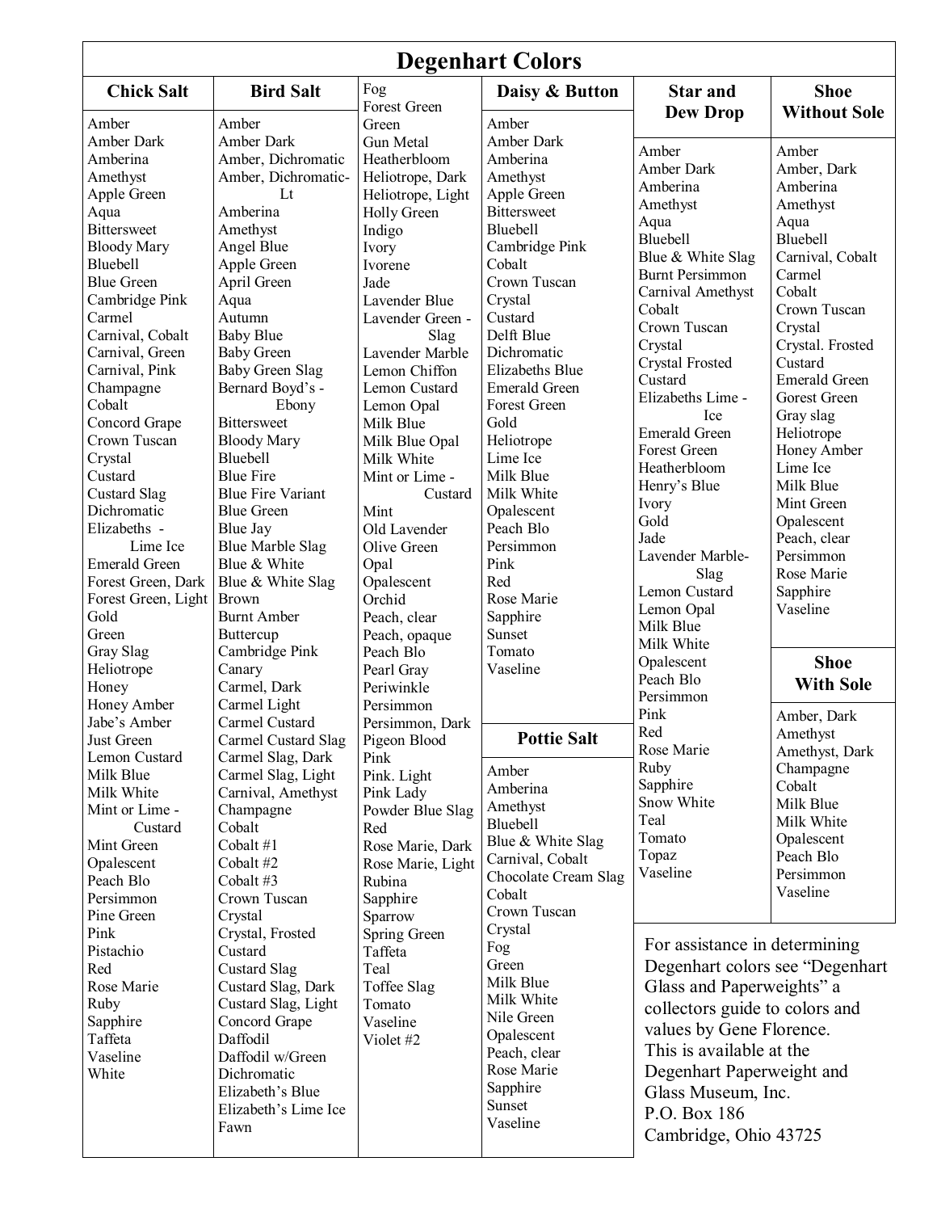# Degenhart Colors

## Chick Salt

Amber
Amber Dark
Amberina
Amethyst
Apple Green
Aqua
Bittersweet
Bloody Mary
Bluebell
Blue Green
Cambridge Pink
Carmel
Carnival, Cobalt
Carnival, Green
Carnival, Pink
Champagne
Cobalt
Concord Grape
Crown Tuscan
Crystal
Custard
Custard Slag
Dichromatic
Elizabeths - Lime Ice
Emerald Green
Forest Green, Dark
Forest Green, Light
Gold
Green
Gray Slag
Heliotrope
Honey
Honey Amber
Jabe's Amber
Just Green
Lemon Custard
Milk Blue
Milk White
Mint or Lime - Custard
Mint Green
Opalescent
Peach Blo
Persimmon
Pine Green
Pink
Pistachio
Red
Rose Marie
Ruby
Sapphire
Taffeta
Vaseline
White

## Bird Salt

Amber
Amber Dark
Amber, Dichromatic
Amber, Dichromatic-Lt
Amberina
Amethyst
Angel Blue
Apple Green
April Green
Aqua
Autumn
Baby Blue
Baby Green
Baby Green Slag
Bernard Boyd's - Ebony
Bittersweet
Bloody Mary
Bluebell
Blue Fire
Blue Fire Variant
Blue Green
Blue Jay
Blue Marble Slag
Blue & White
Blue & White Slag
Brown
Burnt Amber
Buttercup
Cambridge Pink
Canary
Carmel, Dark
Carmel Light
Carmel Custard
Carmel Custard Slag
Carmel Slag, Dark
Carmel Slag, Light
Carnival, Amethyst
Champagne
Cobalt
Cobalt #1
Cobalt #2
Cobalt #3
Crown Tuscan
Crystal
Crystal, Frosted
Custard
Custard Slag
Custard Slag, Dark
Custard Slag, Light
Concord Grape
Daffodil
Daffodil w/Green
Dichromatic
Elizabeth's Blue
Elizabeth's Lime Ice
Fawn
Fog
Forest Green
Green
Gun Metal
Heatherbloom
Heliotrope, Dark
Heliotrope, Light
Holly Green
Indigo
Ivory
Ivorene
Jade
Lavender Blue
Lavender Green - Slag
Lavender Marble
Lemon Chiffon
Lemon Custard
Lemon Opal
Milk Blue
Milk Blue Opal
Milk White
Mint or Lime - Custard
Mint
Old Lavender
Olive Green
Opal
Opalescent
Orchid
Peach, clear
Peach, opaque
Peach Blo
Pearl Gray
Periwinkle
Persimmon
Persimmon, Dark
Pigeon Blood
Pink
Pink. Light
Pink Lady
Powder Blue Slag
Red
Rose Marie, Dark
Rose Marie, Light
Rubina
Sapphire
Sparrow
Spring Green
Taffeta
Teal
Toffee Slag
Tomato
Vaseline
Violet #2

## Daisy & Button

Amber
Amber Dark
Amberina
Amethyst
Apple Green
Bittersweet
Bluebell
Cambridge Pink
Cobalt
Crown Tuscan
Crystal
Custard
Delft Blue
Dichromatic
Elizabeths Blue
Emerald Green
Forest Green
Gold
Heliotrope
Lime Ice
Milk Blue
Milk White
Opalescent
Peach Blo
Persimmon
Pink
Red
Rose Marie
Sapphire
Sunset
Tomato
Vaseline

## Pottie Salt

Amber
Amberina
Amethyst
Bluebell
Blue & White Slag
Carnival, Cobalt
Chocolate Cream Slag
Cobalt
Crown Tuscan
Crystal
Fog
Green
Milk Blue
Milk White
Nile Green
Opalescent
Peach, clear
Rose Marie
Sapphire
Sunset
Vaseline

## Star and Dew Drop

Amber
Amber Dark
Amberina
Amethyst
Aqua
Bluebell
Blue & White Slag
Burnt Persimmon
Carnival Amethyst
Cobalt
Crown Tuscan
Crystal
Crystal Frosted
Custard
Elizabeths Lime - Ice
Emerald Green
Forest Green
Heatherbloom
Henry's Blue
Ivory
Gold
Jade
Lavender Marble-Slag
Lemon Custard
Lemon Opal
Milk Blue
Milk White
Opalescent
Peach Blo
Persimmon
Pink
Red
Rose Marie
Ruby
Sapphire
Snow White
Teal
Tomato
Topaz
Vaseline

## Shoe Without Sole

Amber
Amber, Dark
Amberina
Amethyst
Aqua
Bluebell
Carnival, Cobalt
Carmel
Cobalt
Crown Tuscan
Crystal
Crystal. Frosted
Custard
Emerald Green
Gorest Green
Gray slag
Heliotrope
Honey Amber
Lime Ice
Milk Blue
Mint Green
Opalescent
Peach, clear
Persimmon
Rose Marie
Sapphire
Vaseline

## Shoe With Sole

Amber, Dark
Amethyst
Amethyst, Dark
Champagne
Cobalt
Milk Blue
Milk White
Opalescent
Peach Blo
Persimmon
Vaseline

For assistance in determining Degenhart colors see "Degenhart Glass and Paperweights" a collectors guide to colors and values by Gene Florence. This is available at the Degenhart Paperweight and Glass Museum, Inc.
P.O. Box 186
Cambridge, Ohio 43725